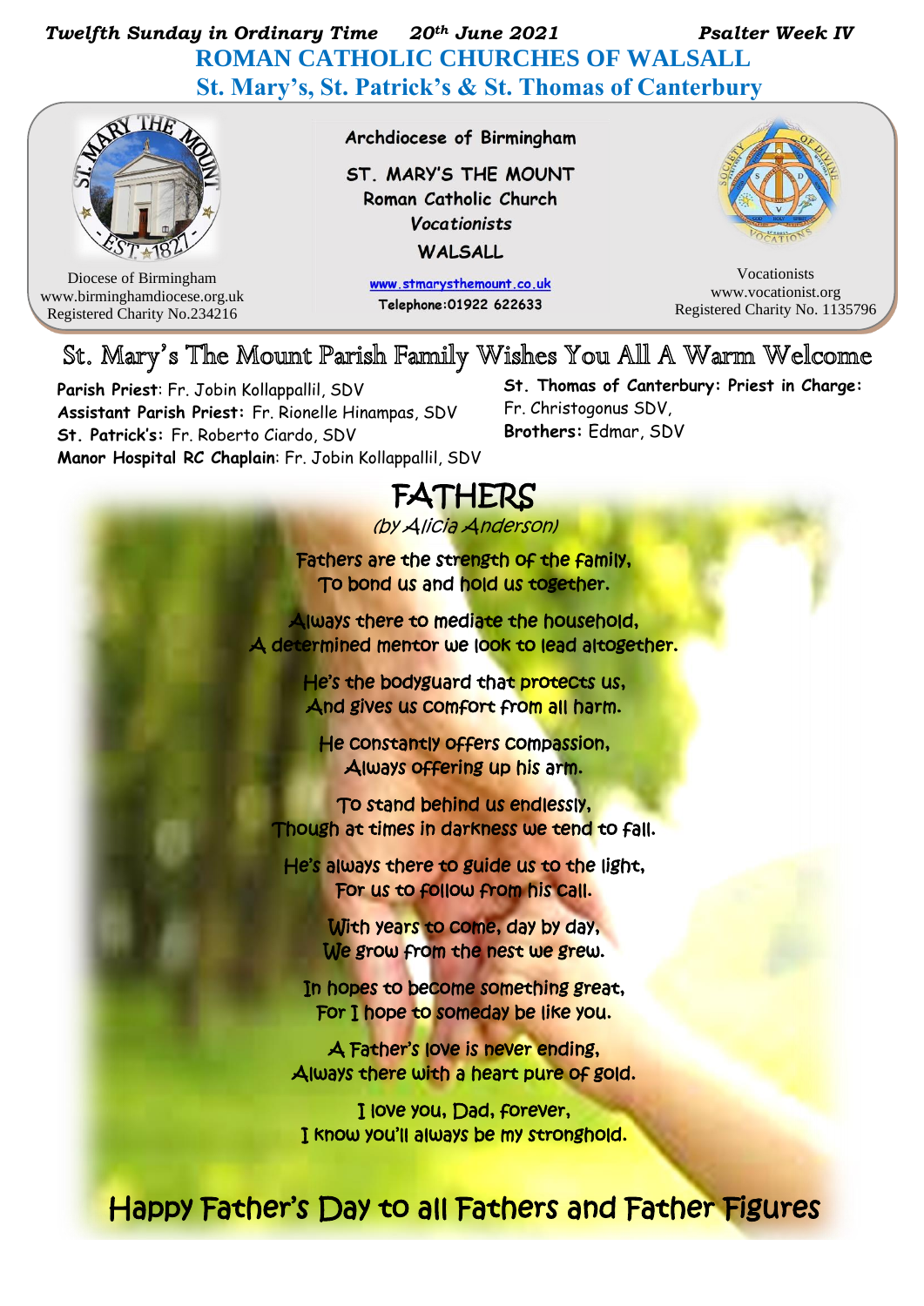*Twelfth Sunday in Ordinary Time* *20th June 2021* *Psalter Week IV*

# ROMAN CATHOLIC CHURCHES OF WALSALL

## St. Mary's, St. Patrick's & St. Thomas of Canterbury

Diocese of Birmingham
www.birminghamdiocese.org.uk
Registered Charity No.234216

**Archdiocese of Birmingham**

**ST. MARY'S THE MOUNT**
**Roman Catholic Church**
***Vocationists***
**WALSALL**

**www.stmarysthemount.co.uk**
**Telephone:01922 622633**

Vocationists
www.vocationist.org
Registered Charity No. 1135796

## St. Mary's The Mount Parish Family Wishes You All A Warm Welcome

**Parish Priest**: Fr. Jobin Kollappallil, SDV
**Assistant Parish Priest:** Fr. Rionelle Hinampas, SDV
**St. Patrick's:** Fr. Roberto Ciardo, SDV
**Manor Hospital RC Chaplain**: Fr. Jobin Kollappallil, SDV

**St. Thomas of Canterbury: Priest in Charge:** Fr. Christogonus SDV,
**Brothers:** Edmar, SDV

# FATHERS

*(by Alicia Anderson)*

Fathers are the strength of the family,
To bond us and hold us together.

Always there to mediate the household,
A determined mentor we look to lead altogether.

He's the bodyguard that protects us,
And gives us comfort from all harm.

He constantly offers compassion,
Always offering up his arm.

To stand behind us endlessly,
Though at times in darkness we tend to fall.

He's always there to guide us to the light,
For us to follow from his call.

With years to come, day by day,
We grow from the nest we grew.

In hopes to become something great,
For I hope to someday be like you.

A Father's love is never ending,
Always there with a heart pure of gold.

I love you, Dad, forever,
I know you'll always be my stronghold.

## Happy Father's Day to all Fathers and Father Figures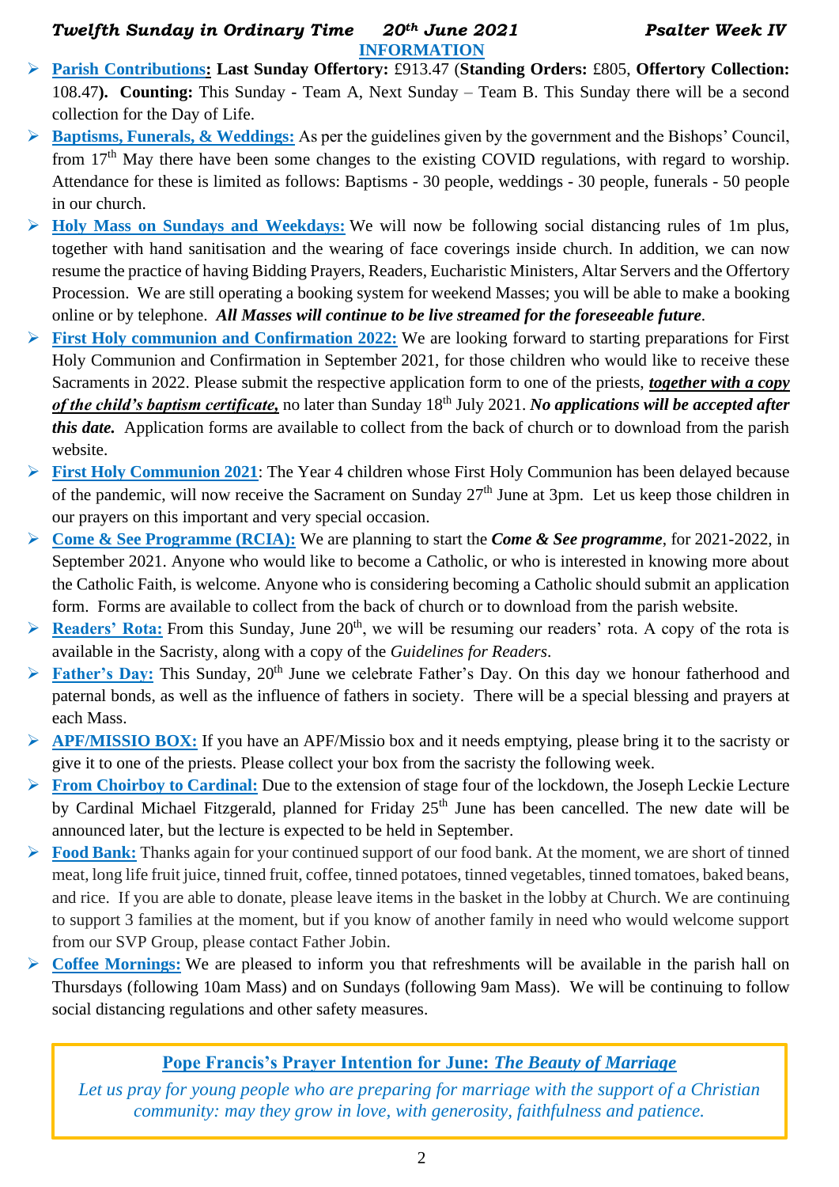## INFORMATION

- **Parish Contributions: Last Sunday Offertory:** £913.47 (**Standing Orders:** £805, **Offertory Collection:** 108.47**). Counting:** This Sunday - Team A, Next Sunday – Team B. This Sunday there will be a second collection for the Day of Life.
- **Baptisms, Funerals, & Weddings:** As per the guidelines given by the government and the Bishops' Council, from 17th May there have been some changes to the existing COVID regulations, with regard to worship. Attendance for these is limited as follows: Baptisms - 30 people, weddings - 30 people, funerals - 50 people in our church.
- **Holy Mass on Sundays and Weekdays:** We will now be following social distancing rules of 1m plus, together with hand sanitisation and the wearing of face coverings inside church. In addition, we can now resume the practice of having Bidding Prayers, Readers, Eucharistic Ministers, Altar Servers and the Offertory Procession. We are still operating a booking system for weekend Masses; you will be able to make a booking online or by telephone. ***All Masses will continue to be live streamed for the foreseeable future*.**
- **First Holy communion and Confirmation 2022:** We are looking forward to starting preparations for First Holy Communion and Confirmation in September 2021, for those children who would like to receive these Sacraments in 2022. Please submit the respective application form to one of the priests, ***together with a copy of the child's baptism certificate,*** no later than Sunday 18th July 2021. ***No applications will be accepted after this date.*** Application forms are available to collect from the back of church or to download from the parish website.
- **First Holy Communion 2021**: The Year 4 children whose First Holy Communion has been delayed because of the pandemic, will now receive the Sacrament on Sunday 27th June at 3pm. Let us keep those children in our prayers on this important and very special occasion.
- **Come & See Programme (RCIA):** We are planning to start the ***Come & See programme***, for 2021-2022, in September 2021. Anyone who would like to become a Catholic, or who is interested in knowing more about the Catholic Faith, is welcome. Anyone who is considering becoming a Catholic should submit an application form. Forms are available to collect from the back of church or to download from the parish website.
- **Readers' Rota:** From this Sunday, June 20th, we will be resuming our readers' rota. A copy of the rota is available in the Sacristy, along with a copy of the *Guidelines for Readers*.
- **Father's Day:** This Sunday, 20th June we celebrate Father's Day. On this day we honour fatherhood and paternal bonds, as well as the influence of fathers in society. There will be a special blessing and prayers at each Mass.
- **APF/MISSIO BOX:** If you have an APF/Missio box and it needs emptying, please bring it to the sacristy or give it to one of the priests. Please collect your box from the sacristy the following week.
- **From Choirboy to Cardinal:** Due to the extension of stage four of the lockdown, the Joseph Leckie Lecture by Cardinal Michael Fitzgerald, planned for Friday 25th June has been cancelled. The new date will be announced later, but the lecture is expected to be held in September.
- **Food Bank:** Thanks again for your continued support of our food bank. At the moment, we are short of tinned meat, long life fruit juice, tinned fruit, coffee, tinned potatoes, tinned vegetables, tinned tomatoes, baked beans, and rice. If you are able to donate, please leave items in the basket in the lobby at Church. We are continuing to support 3 families at the moment, but if you know of another family in need who would welcome support from our SVP Group, please contact Father Jobin.
- **Coffee Mornings:** We are pleased to inform you that refreshments will be available in the parish hall on Thursdays (following 10am Mass) and on Sundays (following 9am Mass). We will be continuing to follow social distancing regulations and other safety measures.

**Pope Francis's Prayer Intention for June: *The Beauty of Marriage***

*Let us pray for young people who are preparing for marriage with the support of a Christian community: may they grow in love, with generosity, faithfulness and patience.*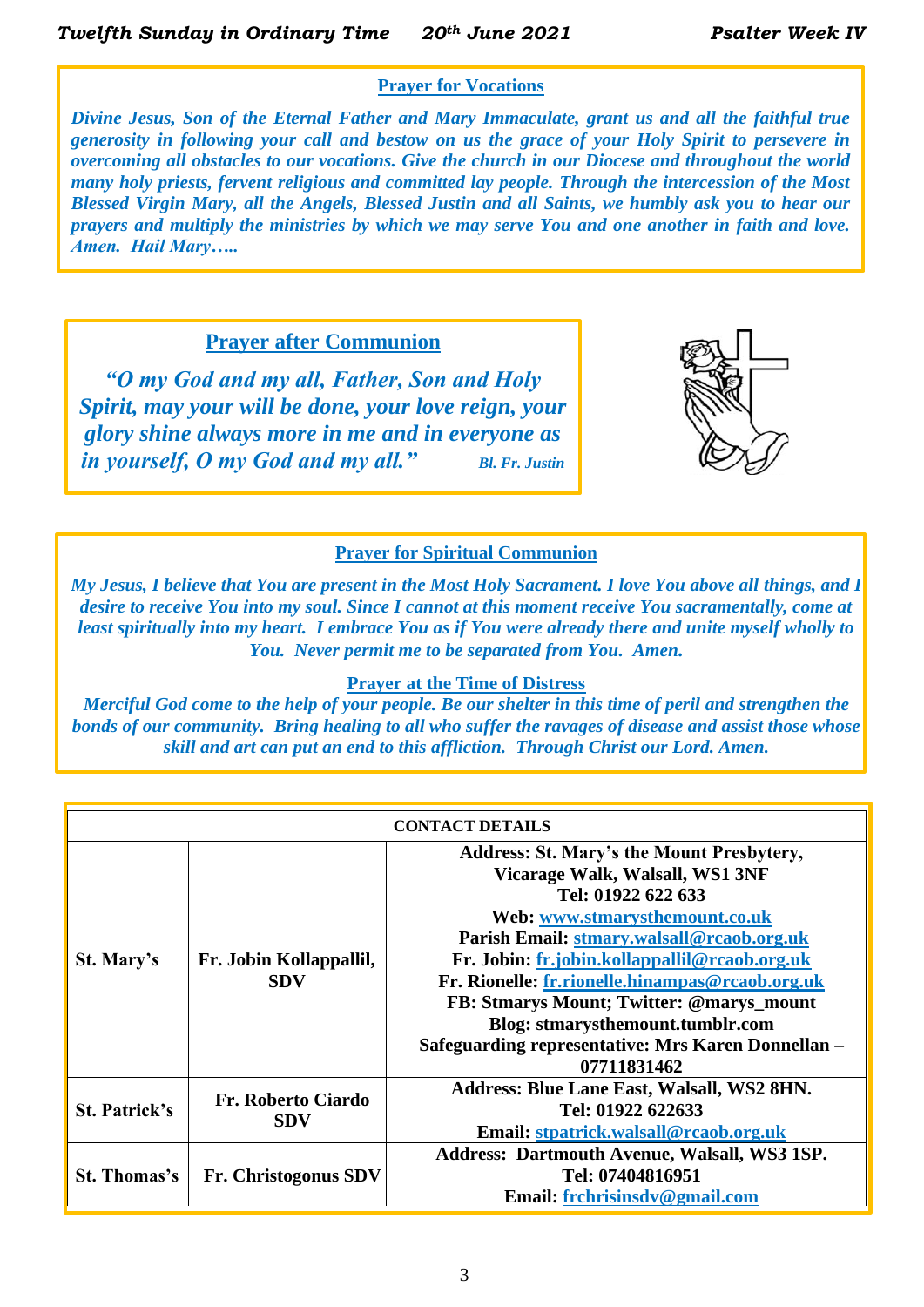## Prayer for Vocations

***Divine Jesus, Son of the Eternal Father and Mary Immaculate, grant us and all the faithful true generosity in following your call and bestow on us the grace of your Holy Spirit to persevere in overcoming all obstacles to our vocations. Give the church in our Diocese and throughout the world many holy priests, fervent religious and committed lay people. Through the intercession of the Most Blessed Virgin Mary, all the Angels, Blessed Justin and all Saints, we humbly ask you to hear our prayers and multiply the ministries by which we may serve You and one another in faith and love. Amen. Hail Mary…..***

## Prayer after Communion

***"O my God and my all, Father, Son and Holy Spirit, may your will be done, your love reign, your glory shine always more in me and in everyone as in yourself, O my God and my all."***

***Bl. Fr. Justin***

## Prayer for Spiritual Communion

***My Jesus, I believe that You are present in the Most Holy Sacrament. I love You above all things, and I desire to receive You into my soul. Since I cannot at this moment receive You sacramentally, come at least spiritually into my heart. I embrace You as if You were already there and unite myself wholly to You. Never permit me to be separated from You. Amen.***

## Prayer at the Time of Distress

***Merciful God come to the help of your people. Be our shelter in this time of peril and strengthen the bonds of our community. Bring healing to all who suffer the ravages of disease and assist those whose skill and art can put an end to this affliction. Through Christ our Lord. Amen.***

| CONTACT DETAILS | | |
|---|---|---|
| **St. Mary's** | **Fr. Jobin Kollappallil, SDV** | **Address: St. Mary's the Mount Presbytery, Vicarage Walk, Walsall, WS1 3NF**<br>**Tel: 01922 622 633**<br>**Web: www.stmarysthemount.co.uk**<br>**Parish Email: stmary.walsall@rcaob.org.uk**<br>**Fr. Jobin: fr.jobin.kollappallil@rcaob.org.uk**<br>**Fr. Rionelle: fr.rionelle.hinampas@rcaob.org.uk**<br>**FB: Stmarys Mount; Twitter: @marys_mount**<br>**Blog: stmarysthemount.tumblr.com**<br>**Safeguarding representative: Mrs Karen Donnellan – 07711831462** |
| **St. Patrick's** | **Fr. Roberto Ciardo SDV** | **Address: Blue Lane East, Walsall, WS2 8HN.**<br>**Tel: 01922 622633**<br>**Email: stpatrick.walsall@rcaob.org.uk** |
| **St. Thomas's** | **Fr. Christogonus SDV** | **Address: Dartmouth Avenue, Walsall, WS3 1SP.**<br>**Tel: 07404816951**<br>**Email: frchrisinsdv@gmail.com** |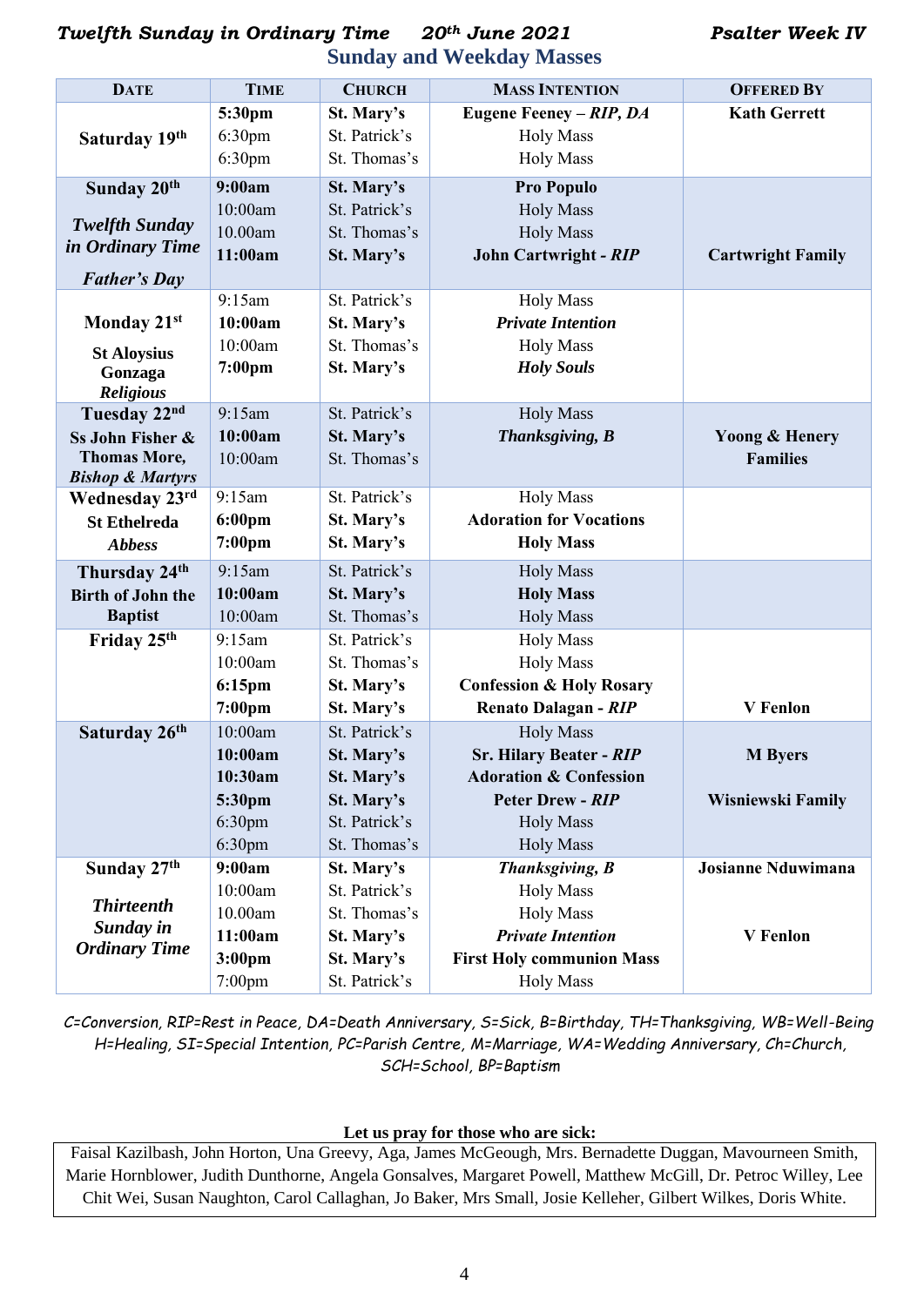*Twelfth Sunday in Ordinary Time* *20th June 2021* *Psalter Week IV*

## Sunday and Weekday Masses

| DATE | TIME | CHURCH | MASS INTENTION | OFFERED BY |
|---|---|---|---|---|
| **Saturday 19th** | **5:30pm** | **St. Mary's** | **Eugene Feeney – *RIP, DA*** | **Kath Gerrett** |
| | 6:30pm | St. Patrick's | Holy Mass | |
| | 6:30pm | St. Thomas's | Holy Mass | |
| **Sunday 20th** | **9:00am** | **St. Mary's** | **Pro Populo** | |
| ***Twelfth Sunday in Ordinary Time*** | 10:00am | St. Patrick's | Holy Mass | |
| | 10.00am | St. Thomas's | Holy Mass | |
| ***Father's Day*** | **11:00am** | **St. Mary's** | **John Cartwright - *RIP*** | **Cartwright Family** |
| **Monday 21st** | 9:15am | St. Patrick's | Holy Mass | |
| **St Aloysius Gonzaga *Religious*** | **10:00am** | **St. Mary's** | ***Private Intention*** | |
| | 10:00am | St. Thomas's | Holy Mass | |
| | **7:00pm** | **St. Mary's** | ***Holy Souls*** | |
| **Tuesday 22nd** | 9:15am | St. Patrick's | Holy Mass | |
| **Ss John Fisher & Thomas More, *Bishop & Martyrs*** | **10:00am** | **St. Mary's** | ***Thanksgiving, B*** | **Yoong & Henery Families** |
| | 10:00am | St. Thomas's | | |
| **Wednesday 23rd** | 9:15am | St. Patrick's | Holy Mass | |
| **St Ethelreda *Abbess*** | **6:00pm** | **St. Mary's** | **Adoration for Vocations** | |
| | **7:00pm** | **St. Mary's** | **Holy Mass** | |
| **Thursday 24th** | 9:15am | St. Patrick's | Holy Mass | |
| **Birth of John the Baptist** | **10:00am** | **St. Mary's** | **Holy Mass** | |
| | 10:00am | St. Thomas's | Holy Mass | |
| **Friday 25th** | 9:15am | St. Patrick's | Holy Mass | |
| | 10:00am | St. Thomas's | Holy Mass | |
| | **6:15pm** | **St. Mary's** | **Confession & Holy Rosary** | |
| | **7:00pm** | **St. Mary's** | **Renato Dalagan - *RIP*** | **V Fenlon** |
| **Saturday 26th** | 10:00am | St. Patrick's | Holy Mass | |
| | **10:00am** | **St. Mary's** | **Sr. Hilary Beater - *RIP*** | **M Byers** |
| | **10:30am** | **St. Mary's** | **Adoration & Confession** | |
| | **5:30pm** | **St. Mary's** | **Peter Drew - *RIP*** | **Wisniewski Family** |
| | 6:30pm | St. Patrick's | Holy Mass | |
| | 6:30pm | St. Thomas's | Holy Mass | |
| **Sunday 27th** | **9:00am** | **St. Mary's** | ***Thanksgiving, B*** | **Josianne Nduwimana** |
| ***Thirteenth Sunday in Ordinary Time*** | 10:00am | St. Patrick's | Holy Mass | |
| | 10.00am | St. Thomas's | Holy Mass | |
| | **11:00am** | **St. Mary's** | ***Private Intention*** | **V Fenlon** |
| | **3:00pm** | **St. Mary's** | **First Holy communion Mass** | |
| | 7:00pm | St. Patrick's | Holy Mass | |

*C=Conversion, RIP=Rest in Peace, DA=Death Anniversary, S=Sick, B=Birthday, TH=Thanksgiving, WB=Well-Being H=Healing, SI=Special Intention, PC=Parish Centre, M=Marriage, WA=Wedding Anniversary, Ch=Church, SCH=School, BP=Baptism*

**Let us pray for those who are sick:**

Faisal Kazilbash, John Horton, Una Greevy, Aga, James McGeough, Mrs. Bernadette Duggan, Mavourneen Smith, Marie Hornblower, Judith Dunthorne, Angela Gonsalves, Margaret Powell, Matthew McGill, Dr. Petroc Willey, Lee Chit Wei, Susan Naughton, Carol Callaghan, Jo Baker, Mrs Small, Josie Kelleher, Gilbert Wilkes, Doris White.